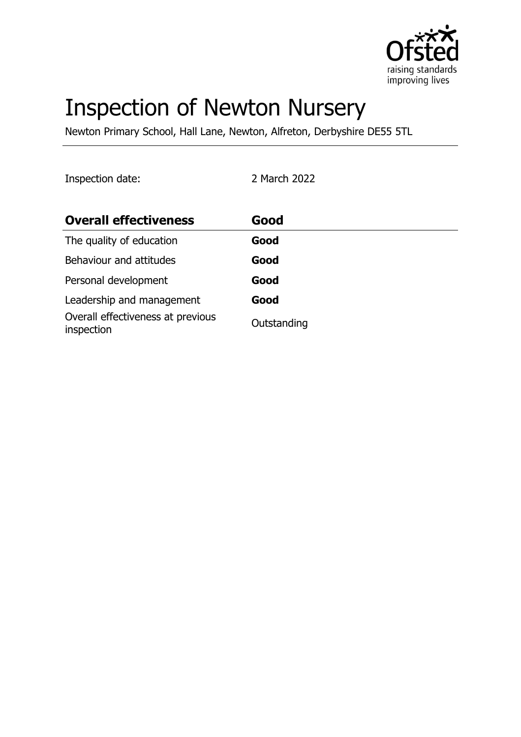# Inspection of Newton Nursery

Newton Primary School, Hall Lane, Newton, Alfreton, Derbyshire DE55 5TL

Inspection date: 2 March 2022

| **Overall effectiveness** | **Good** |
| --- | --- |
| The quality of education | **Good** |
| Behaviour and attitudes | **Good** |
| Personal development | **Good** |
| Leadership and management | **Good** |
| Overall effectiveness at previous inspection | Outstanding |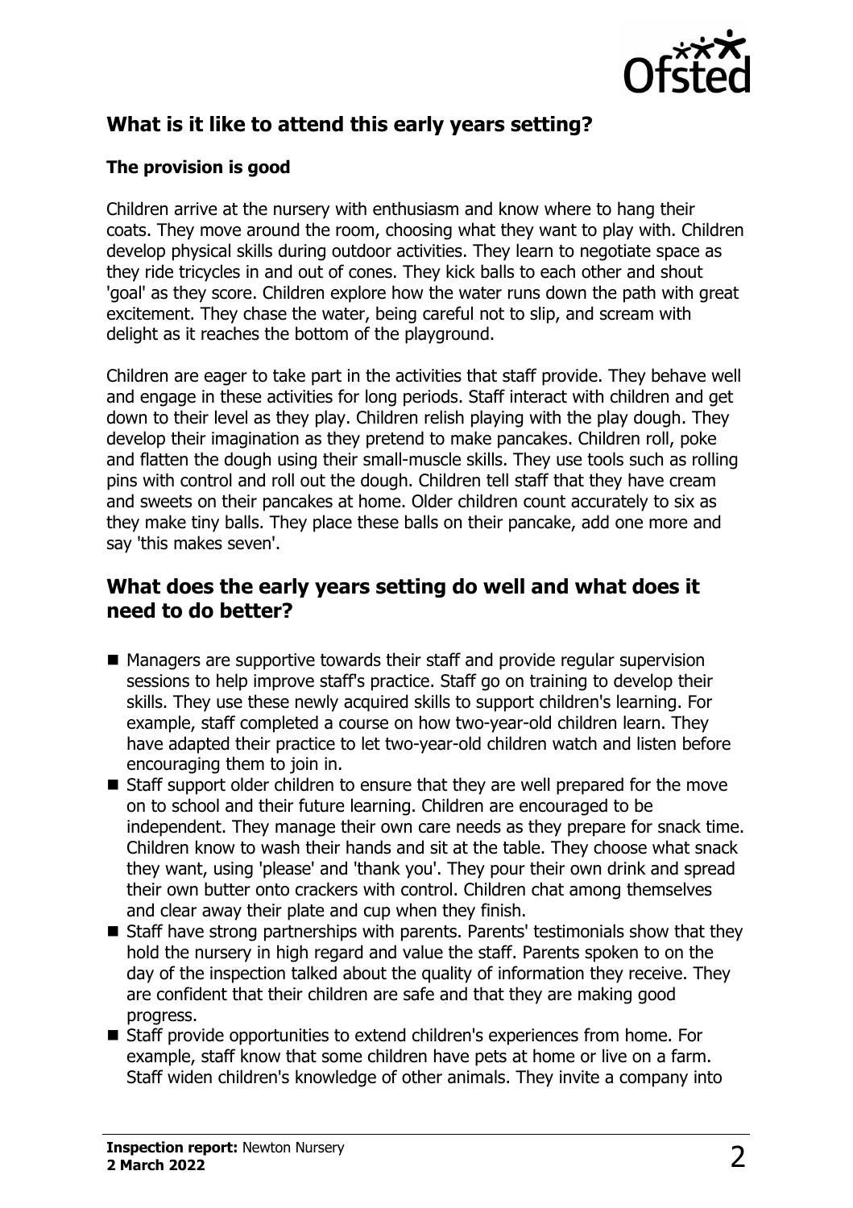## What is it like to attend this early years setting?

### The provision is good

Children arrive at the nursery with enthusiasm and know where to hang their coats. They move around the room, choosing what they want to play with. Children develop physical skills during outdoor activities. They learn to negotiate space as they ride tricycles in and out of cones. They kick balls to each other and shout 'goal' as they score. Children explore how the water runs down the path with great excitement. They chase the water, being careful not to slip, and scream with delight as it reaches the bottom of the playground.

Children are eager to take part in the activities that staff provide. They behave well and engage in these activities for long periods. Staff interact with children and get down to their level as they play. Children relish playing with the play dough. They develop their imagination as they pretend to make pancakes. Children roll, poke and flatten the dough using their small-muscle skills. They use tools such as rolling pins with control and roll out the dough. Children tell staff that they have cream and sweets on their pancakes at home. Older children count accurately to six as they make tiny balls. They place these balls on their pancake, add one more and say 'this makes seven'.

## What does the early years setting do well and what does it need to do better?

- Managers are supportive towards their staff and provide regular supervision sessions to help improve staff's practice. Staff go on training to develop their skills. They use these newly acquired skills to support children's learning. For example, staff completed a course on how two-year-old children learn. They have adapted their practice to let two-year-old children watch and listen before encouraging them to join in.
- Staff support older children to ensure that they are well prepared for the move on to school and their future learning. Children are encouraged to be independent. They manage their own care needs as they prepare for snack time. Children know to wash their hands and sit at the table. They choose what snack they want, using 'please' and 'thank you'. They pour their own drink and spread their own butter onto crackers with control. Children chat among themselves and clear away their plate and cup when they finish.
- Staff have strong partnerships with parents. Parents' testimonials show that they hold the nursery in high regard and value the staff. Parents spoken to on the day of the inspection talked about the quality of information they receive. They are confident that their children are safe and that they are making good progress.
- Staff provide opportunities to extend children's experiences from home. For example, staff know that some children have pets at home or live on a farm. Staff widen children's knowledge of other animals. They invite a company into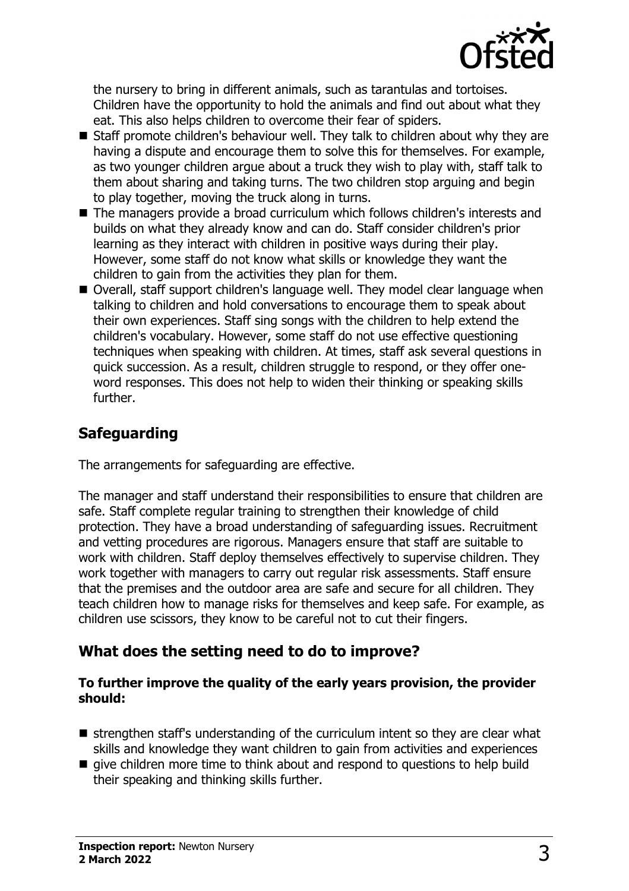the nursery to bring in different animals, such as tarantulas and tortoises. Children have the opportunity to hold the animals and find out about what they eat. This also helps children to overcome their fear of spiders.

- Staff promote children's behaviour well. They talk to children about why they are having a dispute and encourage them to solve this for themselves. For example, as two younger children argue about a truck they wish to play with, staff talk to them about sharing and taking turns. The two children stop arguing and begin to play together, moving the truck along in turns.
- The managers provide a broad curriculum which follows children's interests and builds on what they already know and can do. Staff consider children's prior learning as they interact with children in positive ways during their play. However, some staff do not know what skills or knowledge they want the children to gain from the activities they plan for them.
- Overall, staff support children's language well. They model clear language when talking to children and hold conversations to encourage them to speak about their own experiences. Staff sing songs with the children to help extend the children's vocabulary. However, some staff do not use effective questioning techniques when speaking with children. At times, staff ask several questions in quick succession. As a result, children struggle to respond, or they offer one-word responses. This does not help to widen their thinking or speaking skills further.

## Safeguarding

The arrangements for safeguarding are effective.

The manager and staff understand their responsibilities to ensure that children are safe. Staff complete regular training to strengthen their knowledge of child protection. They have a broad understanding of safeguarding issues. Recruitment and vetting procedures are rigorous. Managers ensure that staff are suitable to work with children. Staff deploy themselves effectively to supervise children. They work together with managers to carry out regular risk assessments. Staff ensure that the premises and the outdoor area are safe and secure for all children. They teach children how to manage risks for themselves and keep safe. For example, as children use scissors, they know to be careful not to cut their fingers.

## What does the setting need to do to improve?

**To further improve the quality of the early years provision, the provider should:**

- strengthen staff's understanding of the curriculum intent so they are clear what skills and knowledge they want children to gain from activities and experiences
- give children more time to think about and respond to questions to help build their speaking and thinking skills further.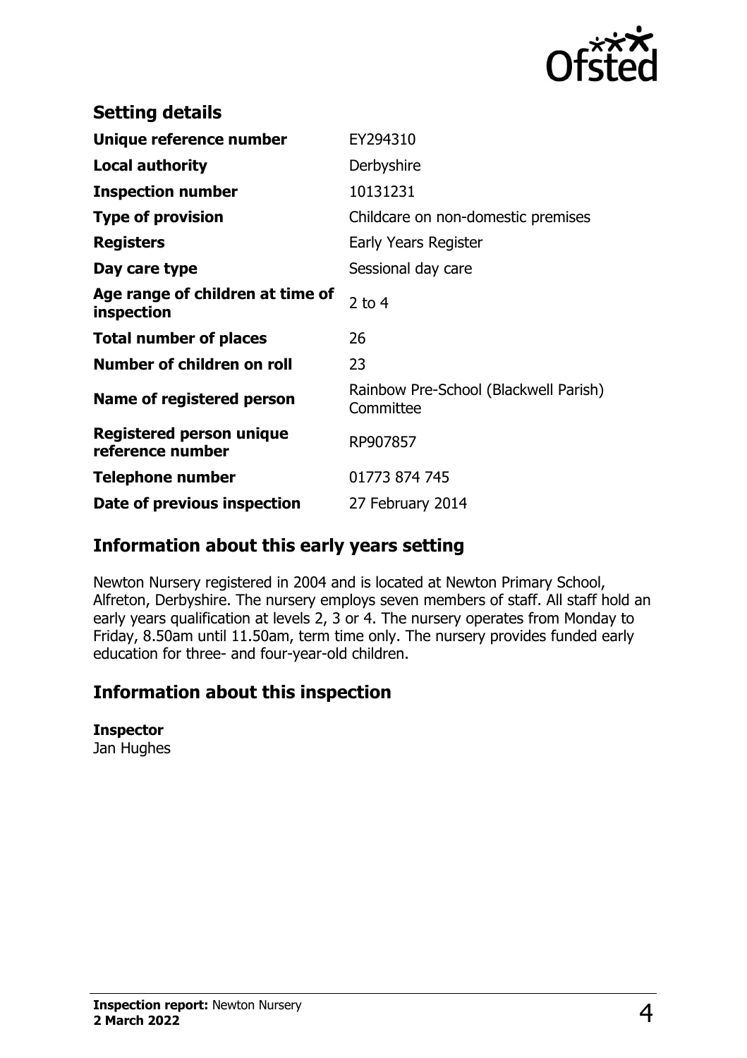## Setting details

| | |
|---|---|
| **Unique reference number** | EY294310 |
| **Local authority** | Derbyshire |
| **Inspection number** | 10131231 |
| **Type of provision** | Childcare on non-domestic premises |
| **Registers** | Early Years Register |
| **Day care type** | Sessional day care |
| **Age range of children at time of inspection** | 2 to 4 |
| **Total number of places** | 26 |
| **Number of children on roll** | 23 |
| **Name of registered person** | Rainbow Pre-School (Blackwell Parish) Committee |
| **Registered person unique reference number** | RP907857 |
| **Telephone number** | 01773 874 745 |
| **Date of previous inspection** | 27 February 2014 |

## Information about this early years setting

Newton Nursery registered in 2004 and is located at Newton Primary School, Alfreton, Derbyshire. The nursery employs seven members of staff. All staff hold an early years qualification at levels 2, 3 or 4. The nursery operates from Monday to Friday, 8.50am until 11.50am, term time only. The nursery provides funded early education for three- and four-year-old children.

## Information about this inspection

**Inspector**
Jan Hughes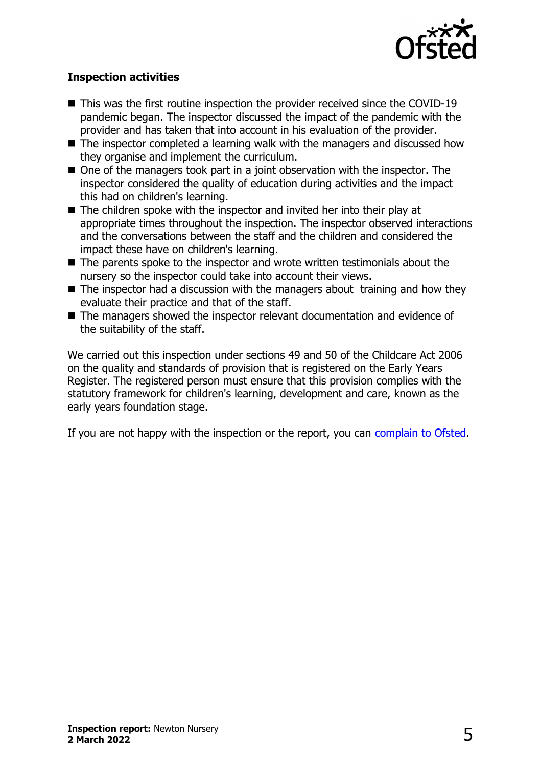### Inspection activities

- This was the first routine inspection the provider received since the COVID-19 pandemic began. The inspector discussed the impact of the pandemic with the provider and has taken that into account in his evaluation of the provider.
- The inspector completed a learning walk with the managers and discussed how they organise and implement the curriculum.
- One of the managers took part in a joint observation with the inspector. The inspector considered the quality of education during activities and the impact this had on children's learning.
- The children spoke with the inspector and invited her into their play at appropriate times throughout the inspection. The inspector observed interactions and the conversations between the staff and the children and considered the impact these have on children's learning.
- The parents spoke to the inspector and wrote written testimonials about the nursery so the inspector could take into account their views.
- The inspector had a discussion with the managers about training and how they evaluate their practice and that of the staff.
- The managers showed the inspector relevant documentation and evidence of the suitability of the staff.

We carried out this inspection under sections 49 and 50 of the Childcare Act 2006 on the quality and standards of provision that is registered on the Early Years Register. The registered person must ensure that this provision complies with the statutory framework for children's learning, development and care, known as the early years foundation stage.

If you are not happy with the inspection or the report, you can complain to Ofsted.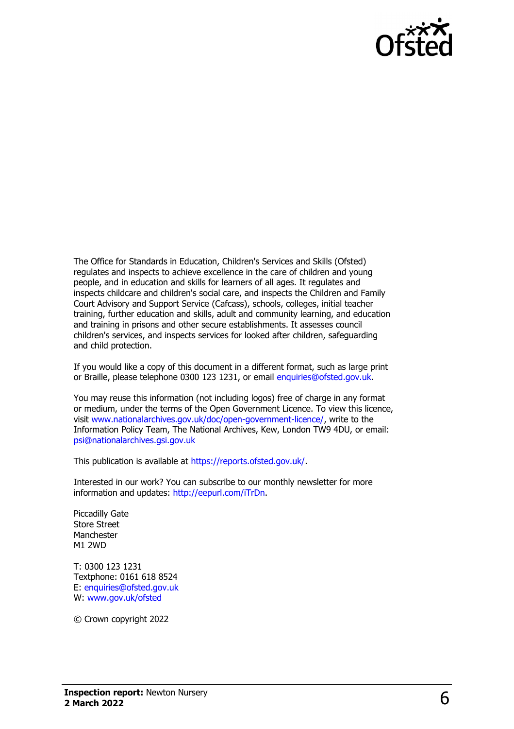The Office for Standards in Education, Children's Services and Skills (Ofsted) regulates and inspects to achieve excellence in the care of children and young people, and in education and skills for learners of all ages. It regulates and inspects childcare and children's social care, and inspects the Children and Family Court Advisory and Support Service (Cafcass), schools, colleges, initial teacher training, further education and skills, adult and community learning, and education and training in prisons and other secure establishments. It assesses council children's services, and inspects services for looked after children, safeguarding and child protection.

If you would like a copy of this document in a different format, such as large print or Braille, please telephone 0300 123 1231, or email enquiries@ofsted.gov.uk.

You may reuse this information (not including logos) free of charge in any format or medium, under the terms of the Open Government Licence. To view this licence, visit www.nationalarchives.gov.uk/doc/open-government-licence/, write to the Information Policy Team, The National Archives, Kew, London TW9 4DU, or email: psi@nationalarchives.gsi.gov.uk

This publication is available at https://reports.ofsted.gov.uk/.

Interested in our work? You can subscribe to our monthly newsletter for more information and updates: http://eepurl.com/iTrDn.

Piccadilly Gate
Store Street
Manchester
M1 2WD

T: 0300 123 1231
Textphone: 0161 618 8524
E: enquiries@ofsted.gov.uk
W: www.gov.uk/ofsted

© Crown copyright 2022